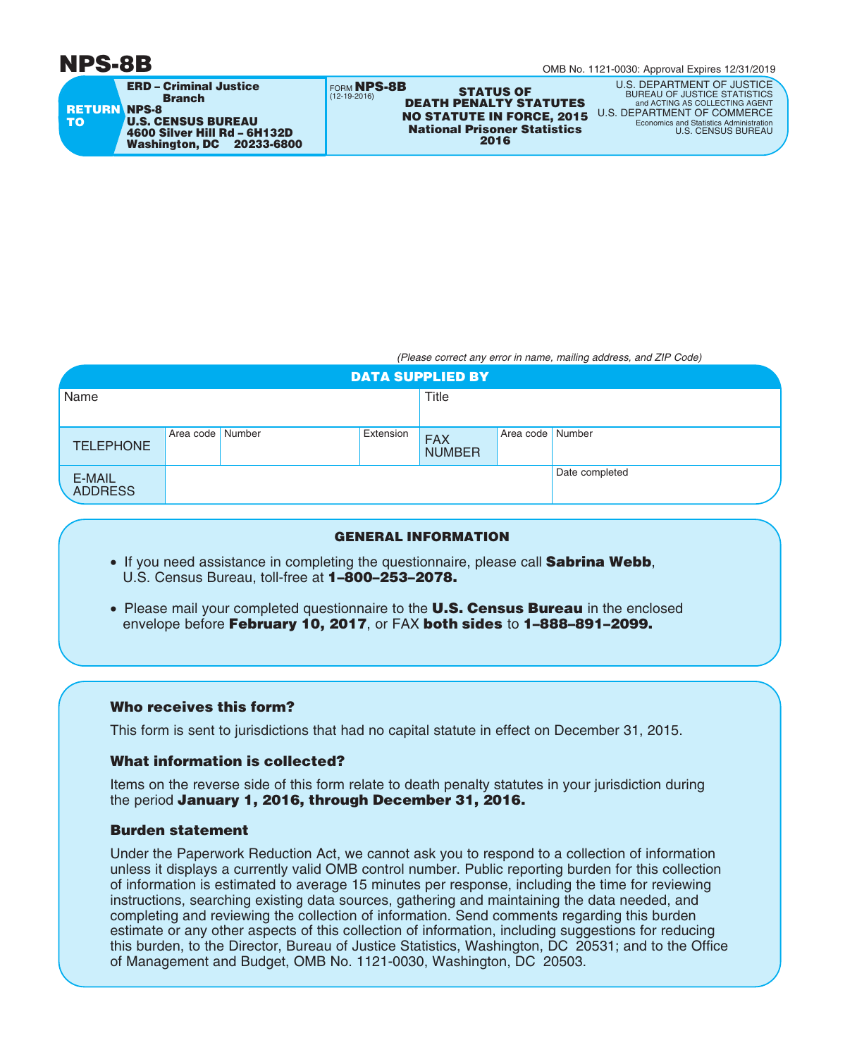# NPS-8B

OMB No. 1121-0030: Approval Expires 12/31/2019

**RETURN TO**
**ERD – Criminal Justice Branch**
**NPS-8**
**U.S. CENSUS BUREAU**
**4600 Silver Hill Rd – 6H132D**
**Washington, DC 20233-6800**

FORM **NPS-8B**
(12-19-2016)

**STATUS OF DEATH PENALTY STATUTES NO STATUTE IN FORCE, 2015**
**National Prisoner Statistics 2016**

U.S. DEPARTMENT OF JUSTICE
BUREAU OF JUSTICE STATISTICS
and ACTING AS COLLECTING AGENT
U.S. DEPARTMENT OF COMMERCE
Economics and Statistics Administration
U.S. CENSUS BUREAU

*(Please correct any error in name, mailing address, and ZIP Code)*

## DATA SUPPLIED BY

| Name | | | | Title | | |
|---|---|---|---|---|---|---|
| TELEPHONE | Area code | Number | Extension | FAX NUMBER | Area code | Number |
| E-MAIL ADDRESS | | | | | | Date completed |

## GENERAL INFORMATION

- If you need assistance in completing the questionnaire, please call **Sabrina Webb**, U.S. Census Bureau, toll-free at **1–800–253–2078.**
- Please mail your completed questionnaire to the **U.S. Census Bureau** in the enclosed envelope before **February 10, 2017**, or FAX **both sides** to **1–888–891–2099.**

### Who receives this form?

This form is sent to jurisdictions that had no capital statute in effect on December 31, 2015.

### What information is collected?

Items on the reverse side of this form relate to death penalty statutes in your jurisdiction during the period **January 1, 2016, through December 31, 2016.**

### Burden statement

Under the Paperwork Reduction Act, we cannot ask you to respond to a collection of information unless it displays a currently valid OMB control number. Public reporting burden for this collection of information is estimated to average 15 minutes per response, including the time for reviewing instructions, searching existing data sources, gathering and maintaining the data needed, and completing and reviewing the collection of information. Send comments regarding this burden estimate or any other aspects of this collection of information, including suggestions for reducing this burden, to the Director, Bureau of Justice Statistics, Washington, DC 20531; and to the Office of Management and Budget, OMB No. 1121-0030, Washington, DC 20503.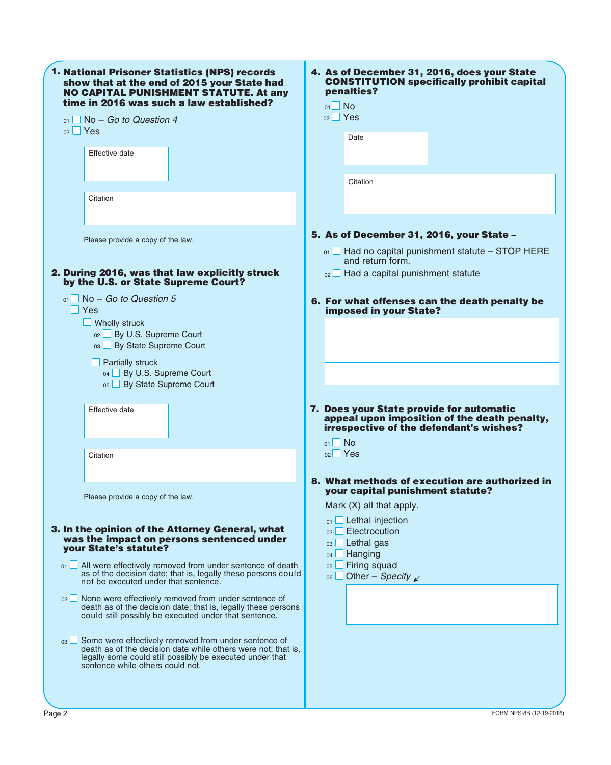**1. National Prisoner Statistics (NPS) records show that at the end of 2015 your State had NO CAPITAL PUNISHMENT STATUTE. At any time in 2016 was such a law established?**

- 01 ☐ No – *Go to Question 4*
- 02 ☐ Yes

Effective date

Citation

Please provide a copy of the law.

**2. During 2016, was that law explicitly struck by the U.S. or State Supreme Court?**

- 01 ☐ No – *Go to Question 5*
- ☐ Yes
  - ☐ Wholly struck
    - 02 ☐ By U.S. Supreme Court
    - 03 ☐ By State Supreme Court
  - ☐ Partially struck
    - 04 ☐ By U.S. Supreme Court
    - 05 ☐ By State Supreme Court

Effective date

Citation

Please provide a copy of the law.

**3. In the opinion of the Attorney General, what was the impact on persons sentenced under your State's statute?**

- 01 ☐ All were effectively removed from under sentence of death as of the decision date; that is, legally these persons could not be executed under that sentence.
- 02 ☐ None were effectively removed from under sentence of death as of the decision date; that is, legally these persons could still possibly be executed under that sentence.
- 03 ☐ Some were effectively removed from under sentence of death as of the decision date while others were not; that is, legally some could still possibly be executed under that sentence while others could not.

**4. As of December 31, 2016, does your State CONSTITUTION specifically prohibit capital penalties?**

- 01 ☐ No
- 02 ☐ Yes

Date

Citation

**5. As of December 31, 2016, your State –**

- 01 ☐ Had no capital punishment statute – STOP HERE and return form.
- 02 ☐ Had a capital punishment statute

**6. For what offenses can the death penalty be imposed in your State?**

**7. Does your State provide for automatic appeal upon imposition of the death penalty, irrespective of the defendant's wishes?**

- 01 ☐ No
- 02 ☐ Yes

**8. What methods of execution are authorized in your capital punishment statute?**

Mark (X) all that apply.

- 01 ☐ Lethal injection
- 02 ☐ Electrocution
- 03 ☐ Lethal gas
- 04 ☐ Hanging
- 05 ☐ Firing squad
- 06 ☐ Other – *Specify*

FORM NPS-8B (12-19-2016)